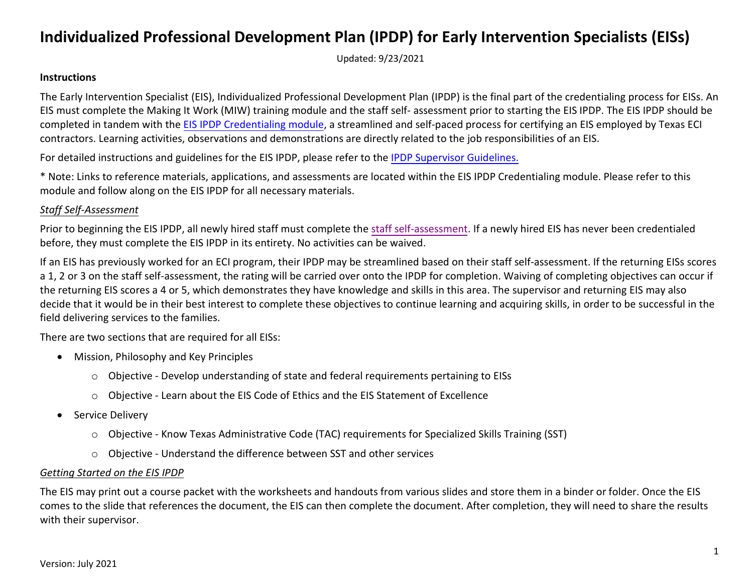# Individualized Professional Development Plan (IPDP) for Early Intervention Specialists (EISs)

Updated: 9/23/2021

**Instructions**

The Early Intervention Specialist (EIS), Individualized Professional Development Plan (IPDP) is the final part of the credentialing process for EISs. An EIS must complete the Making It Work (MIW) training module and the staff self- assessment prior to starting the EIS IPDP. The EIS IPDP should be completed in tandem with the EIS IPDP Credentialing module, a streamlined and self-paced process for certifying an EIS employed by Texas ECI contractors. Learning activities, observations and demonstrations are directly related to the job responsibilities of an EIS.

For detailed instructions and guidelines for the EIS IPDP, please refer to the IPDP Supervisor Guidelines.

* Note: Links to reference materials, applications, and assessments are located within the EIS IPDP Credentialing module. Please refer to this module and follow along on the EIS IPDP for all necessary materials.

*Staff Self-Assessment*

Prior to beginning the EIS IPDP, all newly hired staff must complete the staff self-assessment. If a newly hired EIS has never been credentialed before, they must complete the EIS IPDP in its entirety. No activities can be waived.

If an EIS has previously worked for an ECI program, their IPDP may be streamlined based on their staff self-assessment. If the returning EISs scores a 1, 2 or 3 on the staff self-assessment, the rating will be carried over onto the IPDP for completion. Waiving of completing objectives can occur if the returning EIS scores a 4 or 5, which demonstrates they have knowledge and skills in this area. The supervisor and returning EIS may also decide that it would be in their best interest to complete these objectives to continue learning and acquiring skills, in order to be successful in the field delivering services to the families.

There are two sections that are required for all EISs:

- Mission, Philosophy and Key Principles
  - Objective - Develop understanding of state and federal requirements pertaining to EISs
  - Objective - Learn about the EIS Code of Ethics and the EIS Statement of Excellence
- Service Delivery
  - Objective - Know Texas Administrative Code (TAC) requirements for Specialized Skills Training (SST)
  - Objective - Understand the difference between SST and other services

*Getting Started on the EIS IPDP*

The EIS may print out a course packet with the worksheets and handouts from various slides and store them in a binder or folder. Once the EIS comes to the slide that references the document, the EIS can then complete the document. After completion, they will need to share the results with their supervisor.

Version: July 2021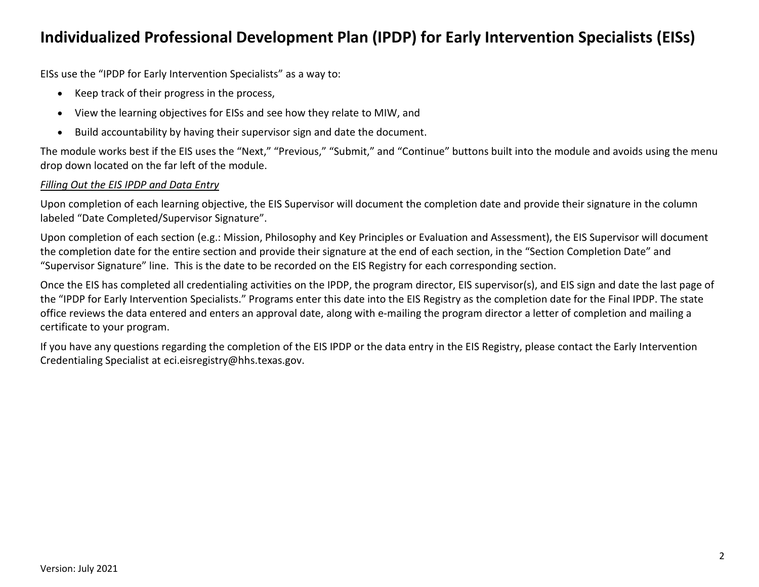# Individualized Professional Development Plan (IPDP) for Early Intervention Specialists (EISs)

EISs use the "IPDP for Early Intervention Specialists" as a way to:

- Keep track of their progress in the process,
- View the learning objectives for EISs and see how they relate to MIW, and
- Build accountability by having their supervisor sign and date the document.

The module works best if the EIS uses the "Next," "Previous," "Submit," and "Continue" buttons built into the module and avoids using the menu drop down located on the far left of the module.

*Filling Out the EIS IPDP and Data Entry*

Upon completion of each learning objective, the EIS Supervisor will document the completion date and provide their signature in the column labeled "Date Completed/Supervisor Signature".

Upon completion of each section (e.g.: Mission, Philosophy and Key Principles or Evaluation and Assessment), the EIS Supervisor will document the completion date for the entire section and provide their signature at the end of each section, in the "Section Completion Date" and "Supervisor Signature" line. This is the date to be recorded on the EIS Registry for each corresponding section.

Once the EIS has completed all credentialing activities on the IPDP, the program director, EIS supervisor(s), and EIS sign and date the last page of the "IPDP for Early Intervention Specialists." Programs enter this date into the EIS Registry as the completion date for the Final IPDP. The state office reviews the data entered and enters an approval date, along with e-mailing the program director a letter of completion and mailing a certificate to your program.

If you have any questions regarding the completion of the EIS IPDP or the data entry in the EIS Registry, please contact the Early Intervention Credentialing Specialist at eci.eisregistry@hhs.texas.gov.

Version: July 2021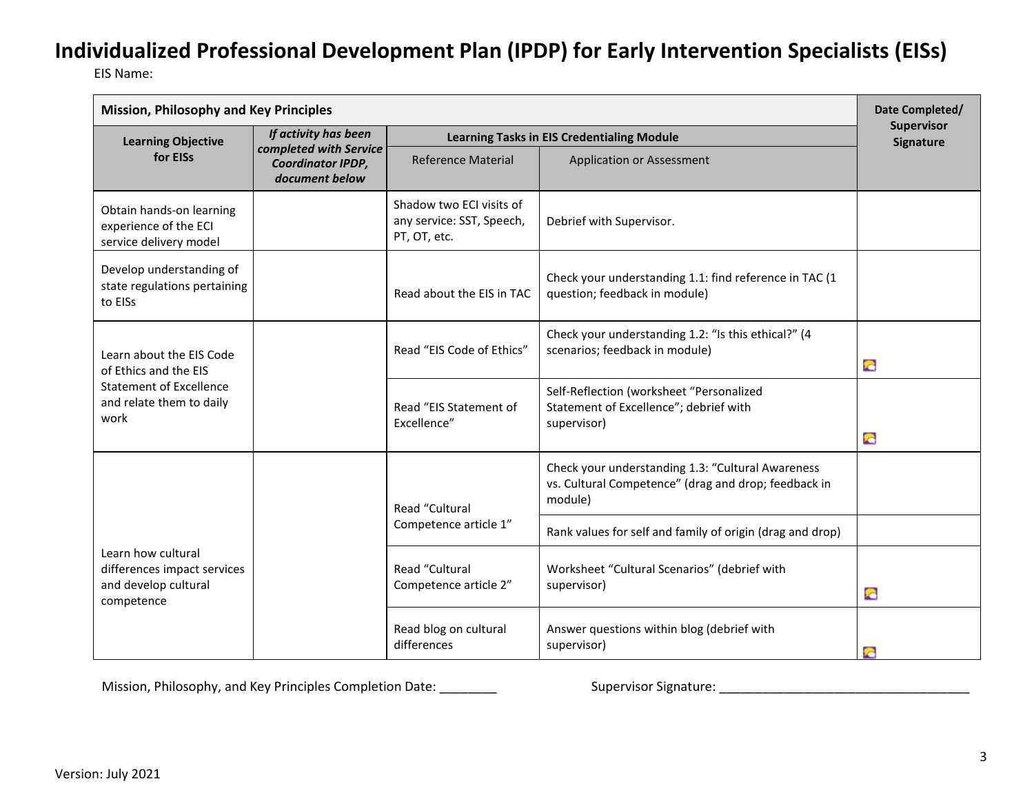# Individualized Professional Development Plan (IPDP) for Early Intervention Specialists (EISs)

EIS Name:

| Mission, Philosophy and Key Principles | | | | Date Completed/ Supervisor Signature |
|---|---|---|---|---|
| **Learning Objective for EISs** | ***If activity has been completed with Service Coordinator IPDP, document below*** | **Learning Tasks in EIS Credentialing Module** | | |
| | | Reference Material | Application or Assessment | |
| Obtain hands-on learning experience of the ECI service delivery model | | Shadow two ECI visits of any service: SST, Speech, PT, OT, etc. | Debrief with Supervisor. | |
| Develop understanding of state regulations pertaining to EISs | | Read about the EIS in TAC | Check your understanding 1.1: find reference in TAC (1 question; feedback in module) | |
| Learn about the EIS Code of Ethics and the EIS Statement of Excellence and relate them to daily work | | Read "EIS Code of Ethics" | Check your understanding 1.2: "Is this ethical?" (4 scenarios; feedback in module) | |
| | | Read "EIS Statement of Excellence" | Self-Reflection (worksheet "Personalized Statement of Excellence"; debrief with supervisor) | |
| Learn how cultural differences impact services and develop cultural competence | | Read "Cultural Competence article 1" | Check your understanding 1.3: "Cultural Awareness vs. Cultural Competence" (drag and drop; feedback in module) | |
| | | | Rank values for self and family of origin (drag and drop) | |
| | | Read "Cultural Competence article 2" | Worksheet "Cultural Scenarios" (debrief with supervisor) | |
| | | Read blog on cultural differences | Answer questions within blog (debrief with supervisor) | |

Mission, Philosophy, and Key Principles Completion Date: ________ Supervisor Signature: ___________________________________

Version: July 2021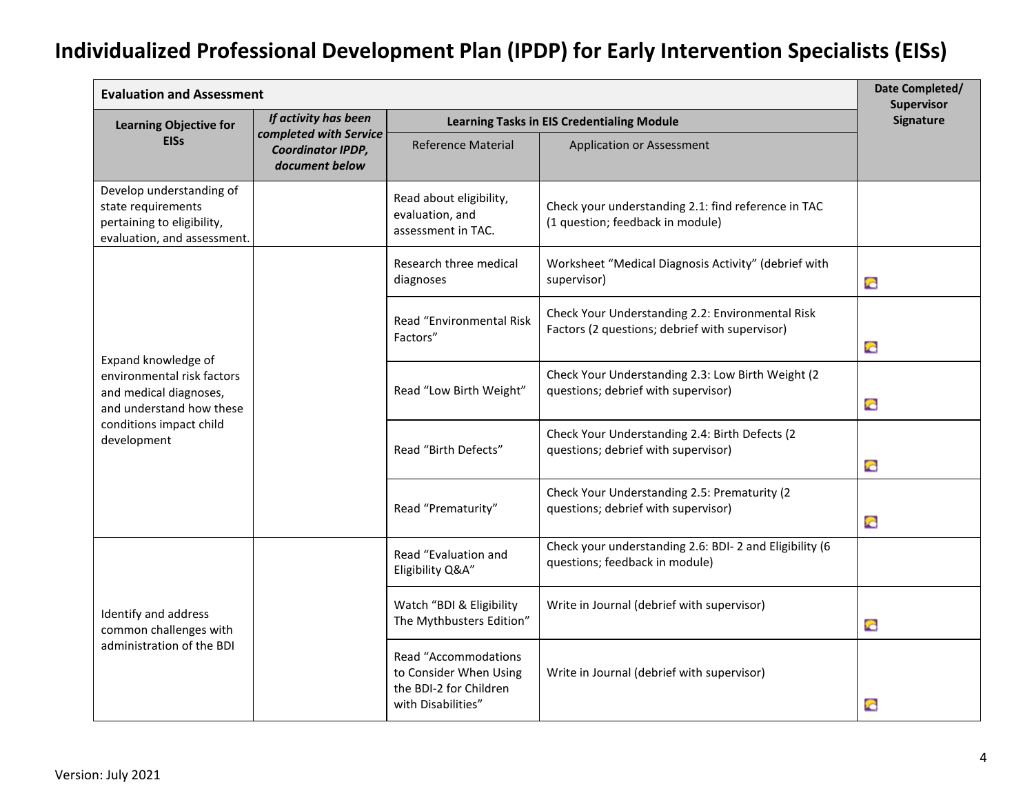# Individualized Professional Development Plan (IPDP) for Early Intervention Specialists (EISs)

| Evaluation and Assessment | | | | Date Completed/ Supervisor Signature |
|---|---|---|---|---|
| Learning Objective for EISs | *If activity has been completed with Service Coordinator IPDP, document below* | Learning Tasks in EIS Credentialing Module | | |
| | | Reference Material | Application or Assessment | |
| Develop understanding of state requirements pertaining to eligibility, evaluation, and assessment. | | Read about eligibility, evaluation, and assessment in TAC. | Check your understanding 2.1: find reference in TAC (1 question; feedback in module) | |
| Expand knowledge of environmental risk factors and medical diagnoses, and understand how these conditions impact child development | | Research three medical diagnoses | Worksheet "Medical Diagnosis Activity" (debrief with supervisor) | |
| | | Read "Environmental Risk Factors" | Check Your Understanding 2.2: Environmental Risk Factors (2 questions; debrief with supervisor) | |
| | | Read "Low Birth Weight" | Check Your Understanding 2.3: Low Birth Weight (2 questions; debrief with supervisor) | |
| | | Read "Birth Defects" | Check Your Understanding 2.4: Birth Defects (2 questions; debrief with supervisor) | |
| | | Read "Prematurity" | Check Your Understanding 2.5: Prematurity (2 questions; debrief with supervisor) | |
| Identify and address common challenges with administration of the BDI | | Read "Evaluation and Eligibility Q&A" | Check your understanding 2.6: BDI- 2 and Eligibility (6 questions; feedback in module) | |
| | | Watch "BDI & Eligibility The Mythbusters Edition" | Write in Journal (debrief with supervisor) | |
| | | Read "Accommodations to Consider When Using the BDI-2 for Children with Disabilities" | Write in Journal (debrief with supervisor) | |

Version: July 2021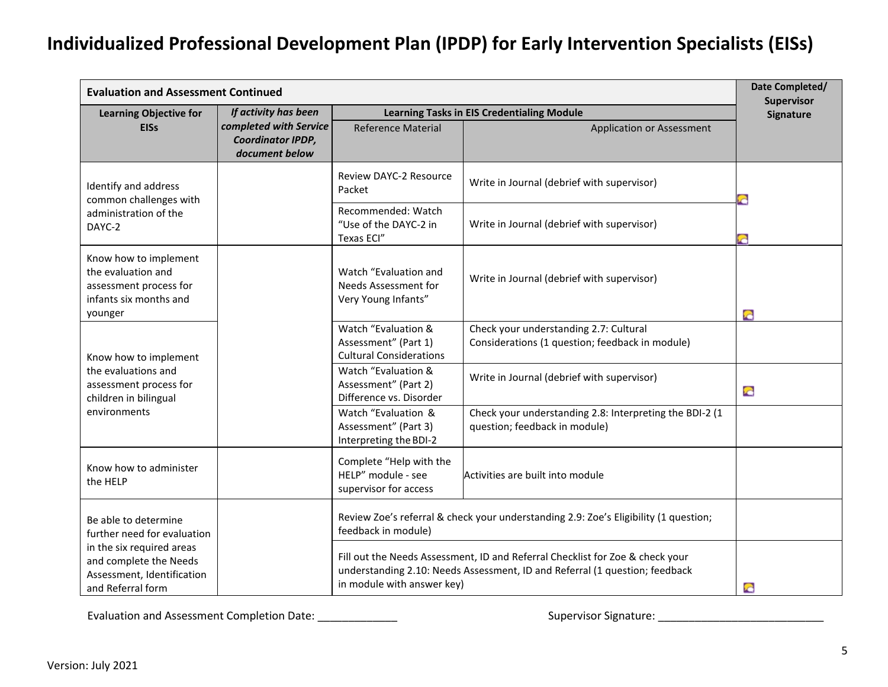# Individualized Professional Development Plan (IPDP) for Early Intervention Specialists (EISs)

| Evaluation and Assessment Continued | | | | Date Completed/ Supervisor Signature |
|---|---|---|---|---|
| **Learning Objective for EISs** | ***If activity has been completed with Service Coordinator IPDP, document below*** | **Learning Tasks in EIS Credentialing Module** | | |
| | | Reference Material | Application or Assessment | |
| Identify and address common challenges with administration of the DAYC-2 | | Review DAYC-2 Resource Packet | Write in Journal (debrief with supervisor) | |
| | | Recommended: Watch "Use of the DAYC-2 in Texas ECI" | Write in Journal (debrief with supervisor) | |
| Know how to implement the evaluation and assessment process for infants six months and younger | | Watch "Evaluation and Needs Assessment for Very Young Infants" | Write in Journal (debrief with supervisor) | |
| Know how to implement the evaluations and assessment process for children in bilingual environments | | Watch "Evaluation & Assessment" (Part 1) Cultural Considerations | Check your understanding 2.7: Cultural Considerations (1 question; feedback in module) | |
| | | Watch "Evaluation & Assessment" (Part 2) Difference vs. Disorder | Write in Journal (debrief with supervisor) | |
| | | Watch "Evaluation & Assessment" (Part 3) Interpreting the BDI-2 | Check your understanding 2.8: Interpreting the BDI-2 (1 question; feedback in module) | |
| Know how to administer the HELP | | Complete "Help with the HELP" module - see supervisor for access | Activities are built into module | |
| Be able to determine further need for evaluation in the six required areas and complete the Needs Assessment, Identification and Referral form | | Review Zoe's referral & check your understanding 2.9: Zoe's Eligibility (1 question; feedback in module) | | |
| | | Fill out the Needs Assessment, ID and Referral Checklist for Zoe & check your understanding 2.10: Needs Assessment, ID and Referral (1 question; feedback in module with answer key) | | |

Evaluation and Assessment Completion Date: _____________ Supervisor Signature: ___________________________

Version: July 2021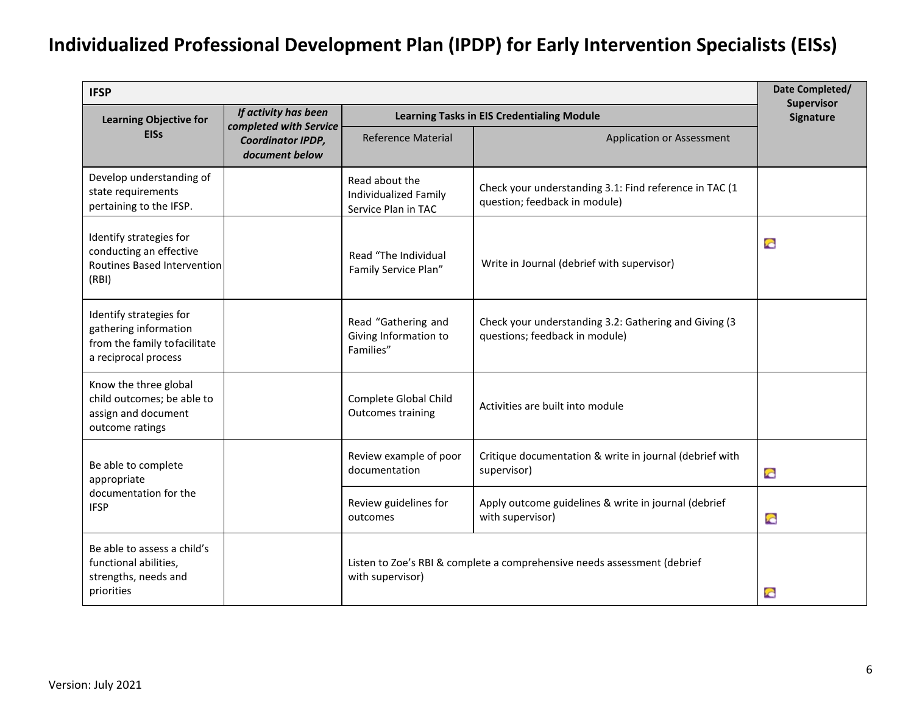# Individualized Professional Development Plan (IPDP) for Early Intervention Specialists (EISs)

| IFSP | | | | Date Completed/ Supervisor Signature |
|---|---|---|---|---|
| **Learning Objective for EISs** | ***If activity has been completed with Service Coordinator IPDP, document below*** | **Learning Tasks in EIS Credentialing Module** | | |
| | | Reference Material | Application or Assessment | |
| Develop understanding of state requirements pertaining to the IFSP. | | Read about the Individualized Family Service Plan in TAC | Check your understanding 3.1: Find reference in TAC (1 question; feedback in module) | |
| Identify strategies for conducting an effective Routines Based Intervention (RBI) | | Read "The Individual Family Service Plan" | Write in Journal (debrief with supervisor) | |
| Identify strategies for gathering information from the family to facilitate a reciprocal process | | Read "Gathering and Giving Information to Families" | Check your understanding 3.2: Gathering and Giving (3 questions; feedback in module) | |
| Know the three global child outcomes; be able to assign and document outcome ratings | | Complete Global Child Outcomes training | Activities are built into module | |
| Be able to complete appropriate documentation for the IFSP | | Review example of poor documentation | Critique documentation & write in journal (debrief with supervisor) | |
| | | Review guidelines for outcomes | Apply outcome guidelines & write in journal (debrief with supervisor) | |
| Be able to assess a child's functional abilities, strengths, needs and priorities | | Listen to Zoe's RBI & complete a comprehensive needs assessment (debrief with supervisor) | | |

Version: July 2021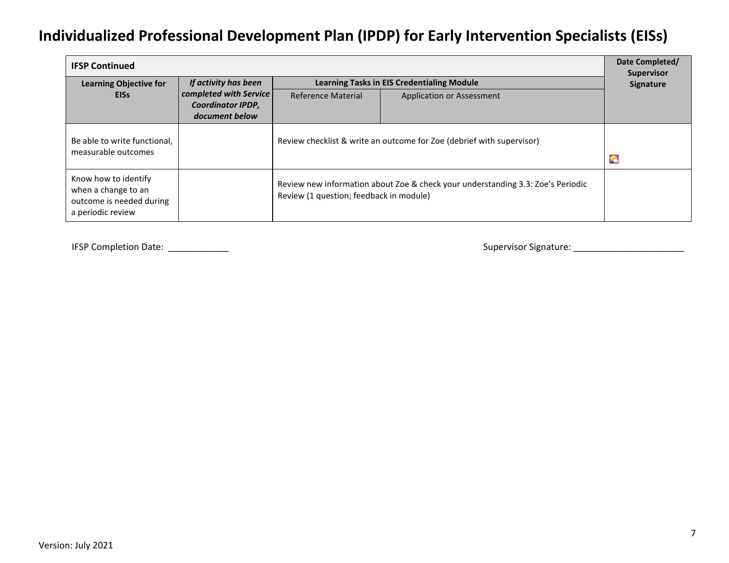# Individualized Professional Development Plan (IPDP) for Early Intervention Specialists (EISs)

| IFSP Continued | | | | Date Completed/ Supervisor Signature |
|---|---|---|---|---|
| **Learning Objective for EISs** | ***If activity has been completed with Service Coordinator IPDP, document below*** | **Learning Tasks in EIS Credentialing Module** | | |
| | | Reference Material | Application or Assessment | |
| Be able to write functional, measurable outcomes | | Review checklist & write an outcome for Zoe (debrief with supervisor) | | |
| Know how to identify when a change to an outcome is needed during a periodic review | | Review new information about Zoe & check your understanding 3.3: Zoe's Periodic Review (1 question; feedback in module) | | |

IFSP Completion Date: ____________

Supervisor Signature: ______________________

Version: July 2021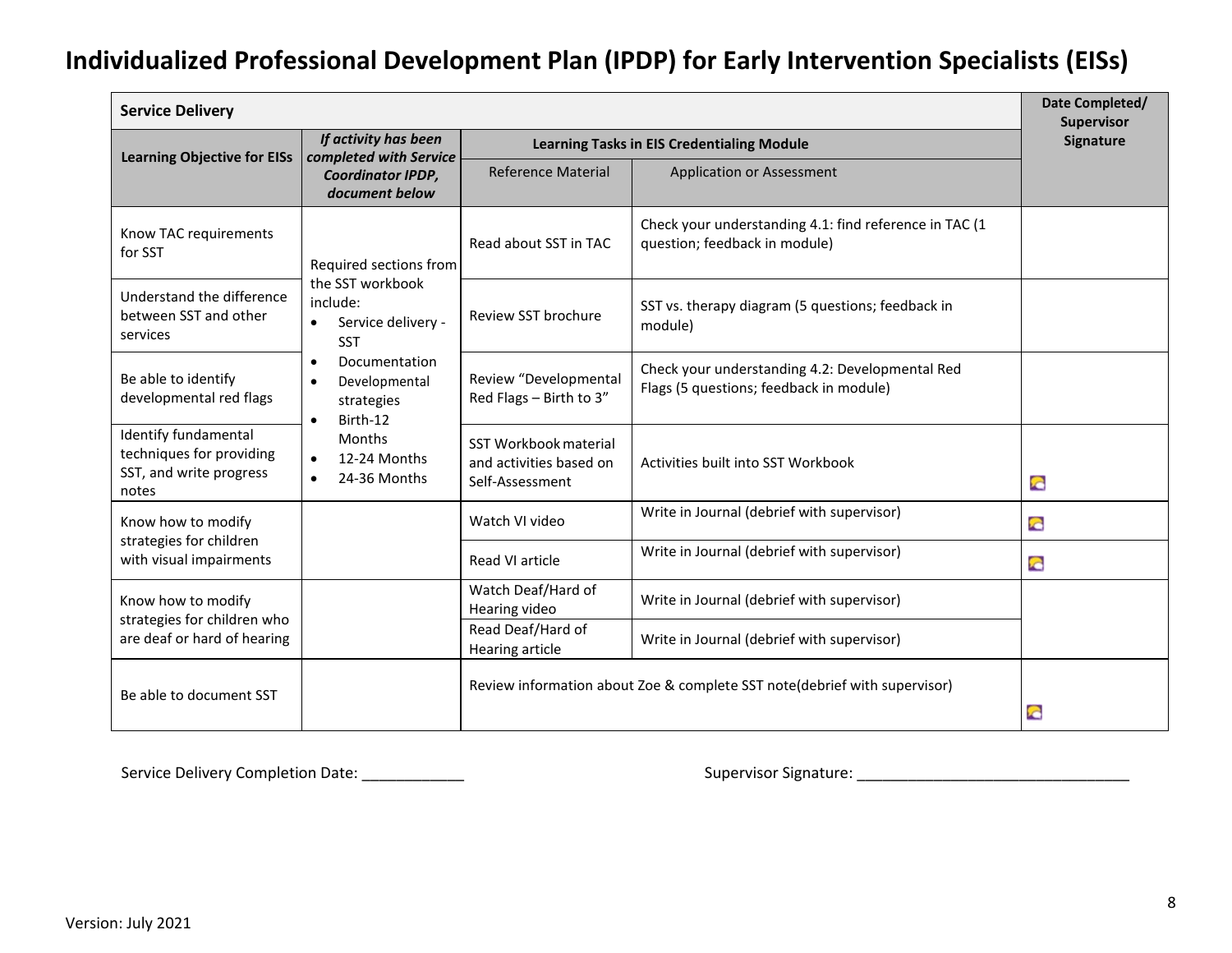# Individualized Professional Development Plan (IPDP) for Early Intervention Specialists (EISs)

| Service Delivery | | | | Date Completed/ Supervisor Signature |
|---|---|---|---|---|
| **Learning Objective for EISs** | ***If activity has been completed with Service Coordinator IPDP, document below*** | **Learning Tasks in EIS Credentialing Module** | | |
| | | Reference Material | Application or Assessment | |
| Know TAC requirements for SST | Required sections from the SST workbook include: • Service delivery - SST • Documentation • Developmental strategies • Birth-12 Months • 12-24 Months • 24-36 Months | Read about SST in TAC | Check your understanding 4.1: find reference in TAC (1 question; feedback in module) | |
| Understand the difference between SST and other services | | Review SST brochure | SST vs. therapy diagram (5 questions; feedback in module) | |
| Be able to identify developmental red flags | | Review "Developmental Red Flags – Birth to 3" | Check your understanding 4.2: Developmental Red Flags (5 questions; feedback in module) | |
| Identify fundamental techniques for providing SST, and write progress notes | | SST Workbook material and activities based on Self-Assessment | Activities built into SST Workbook | |
| Know how to modify strategies for children with visual impairments | | Watch VI video | Write in Journal (debrief with supervisor) | |
| | | Read VI article | Write in Journal (debrief with supervisor) | |
| Know how to modify strategies for children who are deaf or hard of hearing | | Watch Deaf/Hard of Hearing video | Write in Journal (debrief with supervisor) | |
| | | Read Deaf/Hard of Hearing article | Write in Journal (debrief with supervisor) | |
| Be able to document SST | | Review information about Zoe & complete SST note(debrief with supervisor) | | |

Service Delivery Completion Date: ____________ Supervisor Signature: ________________________________

Version: July 2021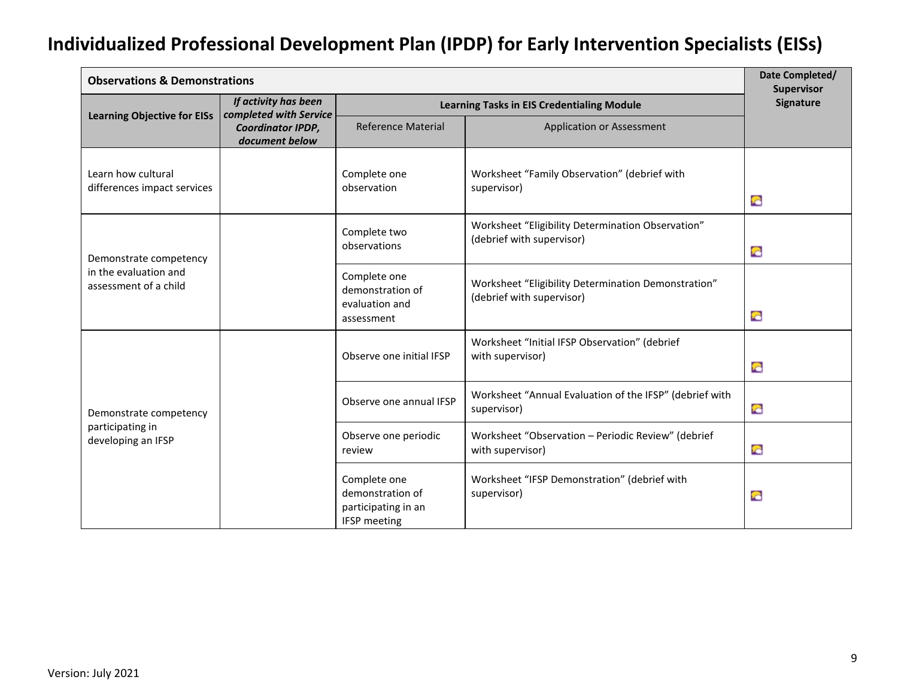# Individualized Professional Development Plan (IPDP) for Early Intervention Specialists (EISs)

| **Observations & Demonstrations** | | | | **Date Completed/ Supervisor Signature** |
|---|---|---|---|---|
| **Learning Objective for EISs** | ***If activity has been completed with Service Coordinator IPDP, document below*** | **Learning Tasks in EIS Credentialing Module** | | |
| | | Reference Material | Application or Assessment | |
| Learn how cultural differences impact services | | Complete one observation | Worksheet "Family Observation" (debrief with supervisor) | |
| Demonstrate competency in the evaluation and assessment of a child | | Complete two observations | Worksheet "Eligibility Determination Observation" (debrief with supervisor) | |
| | | Complete one demonstration of evaluation and assessment | Worksheet "Eligibility Determination Demonstration" (debrief with supervisor) | |
| Demonstrate competency participating in developing an IFSP | | Observe one initial IFSP | Worksheet "Initial IFSP Observation" (debrief with supervisor) | |
| | | Observe one annual IFSP | Worksheet "Annual Evaluation of the IFSP" (debrief with supervisor) | |
| | | Observe one periodic review | Worksheet "Observation – Periodic Review" (debrief with supervisor) | |
| | | Complete one demonstration of participating in an IFSP meeting | Worksheet "IFSP Demonstration" (debrief with supervisor) | |

Version: July 2021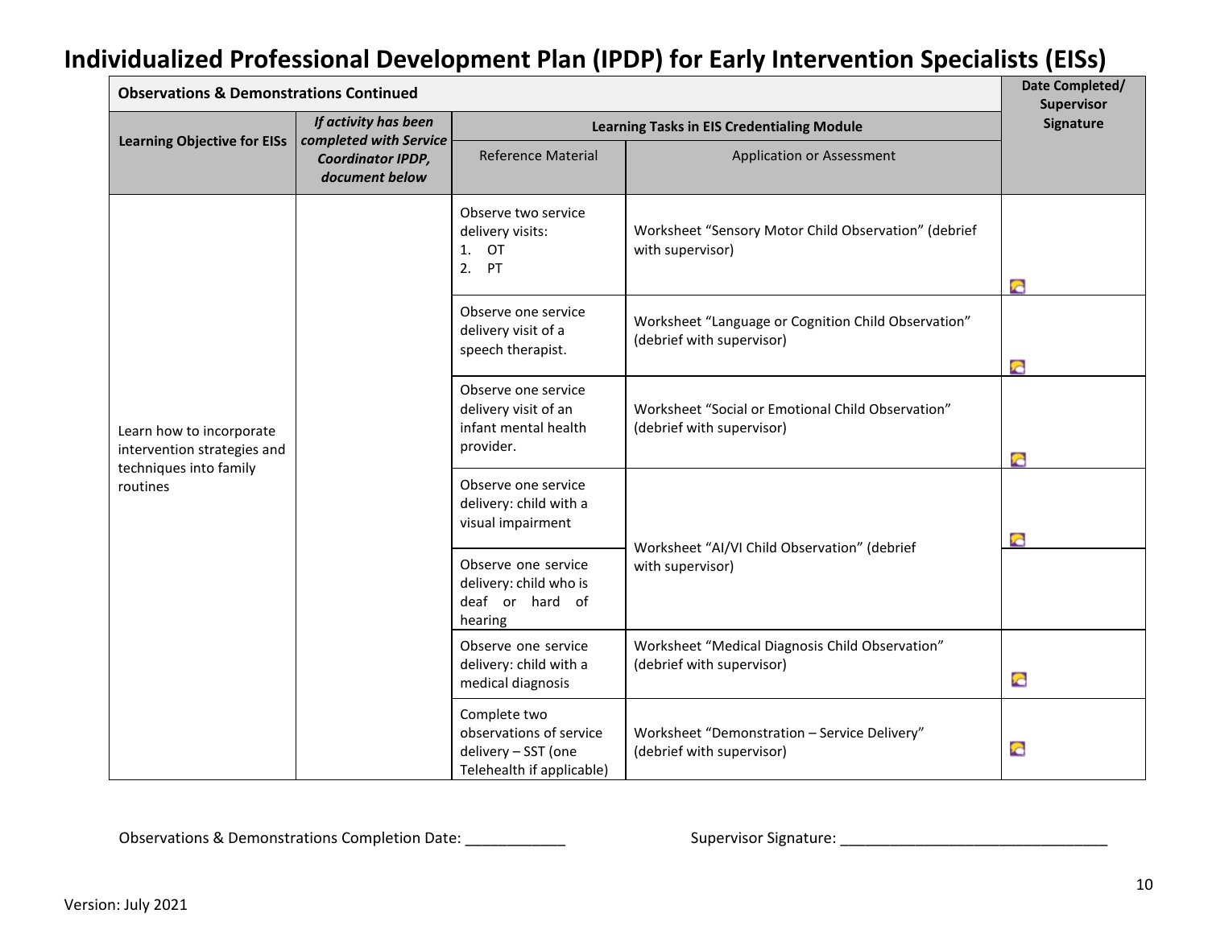# Individualized Professional Development Plan (IPDP) for Early Intervention Specialists (EISs)

| Observations & Demonstrations Continued | | | | Date Completed/ Supervisor Signature |
|---|---|---|---|---|
| **Learning Objective for EISs** | ***If activity has been completed with Service Coordinator IPDP, document below*** | **Learning Tasks in EIS Credentialing Module** | | |
| | | Reference Material | Application or Assessment | |
| Learn how to incorporate intervention strategies and techniques into family routines | | Observe two service delivery visits:<br>1. OT<br>2. PT | Worksheet "Sensory Motor Child Observation" (debrief with supervisor) | |
| | | Observe one service delivery visit of a speech therapist. | Worksheet "Language or Cognition Child Observation" (debrief with supervisor) | |
| | | Observe one service delivery visit of an infant mental health provider. | Worksheet "Social or Emotional Child Observation" (debrief with supervisor) | |
| | | Observe one service delivery: child with a visual impairment | Worksheet "AI/VI Child Observation" (debrief with supervisor) | |
| | | Observe one service delivery: child who is deaf or hard of hearing | | |
| | | Observe one service delivery: child with a medical diagnosis | Worksheet "Medical Diagnosis Child Observation" (debrief with supervisor) | |
| | | Complete two observations of service delivery – SST (one Telehealth if applicable) | Worksheet "Demonstration – Service Delivery" (debrief with supervisor) | |

Observations & Demonstrations Completion Date: ____________ Supervisor Signature: ________________________________

Version: July 2021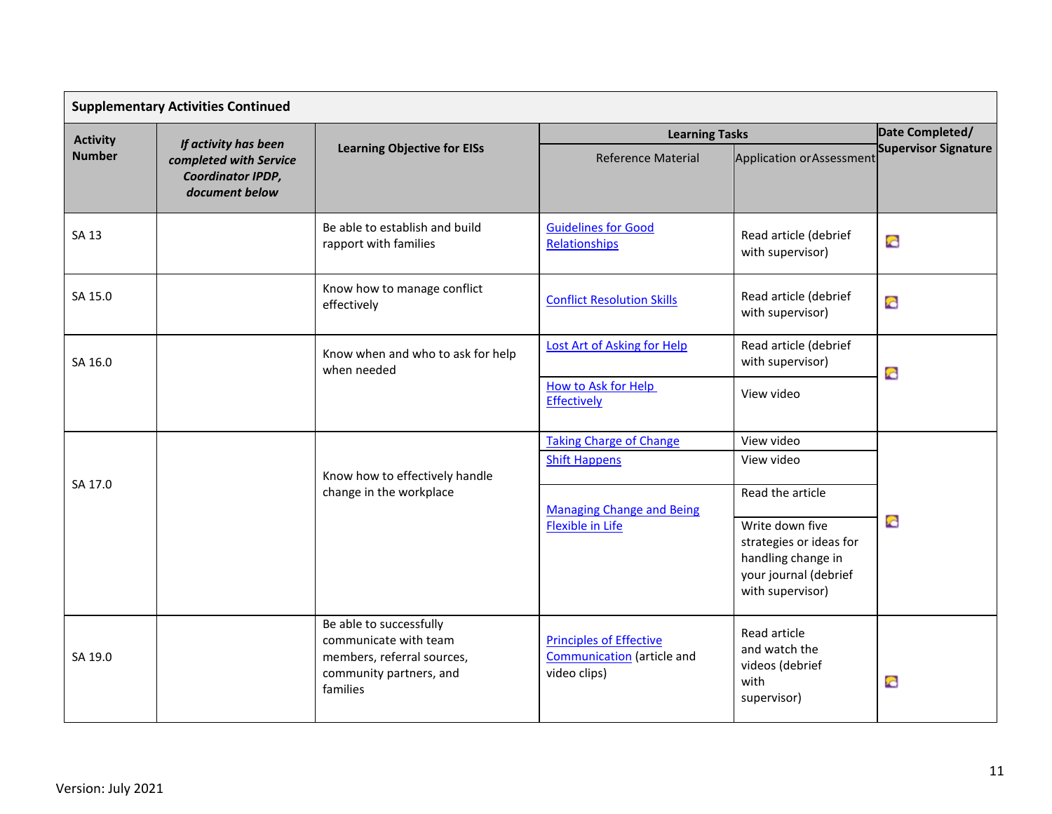| **Supplementary Activities Continued** | | | | | |
|---|---|---|---|---|---|
| **Activity Number** | ***If activity has been completed with Service Coordinator IPDP, document below*** | **Learning Objective for EISs** | **Learning Tasks** | | **Date Completed/ Supervisor Signature** |
| | | | Reference Material | Application or Assessment | |
| SA 13 | | Be able to establish and build rapport with families | Guidelines for Good Relationships | Read article (debrief with supervisor) | |
| SA 15.0 | | Know how to manage conflict effectively | Conflict Resolution Skills | Read article (debrief with supervisor) | |
| SA 16.0 | | Know when and who to ask for help when needed | Lost Art of Asking for Help | Read article (debrief with supervisor) | |
| | | | How to Ask for Help Effectively | View video | |
| SA 17.0 | | Know how to effectively handle change in the workplace | Taking Charge of Change | View video | |
| | | | Shift Happens | View video | |
| | | | Managing Change and Being Flexible in Life | Read the article | |
| | | | | Write down five strategies or ideas for handling change in your journal (debrief with supervisor) | |
| SA 19.0 | | Be able to successfully communicate with team members, referral sources, community partners, and families | Principles of Effective Communication (article and video clips) | Read article and watch the videos (debrief with supervisor) | |

Version: July 2021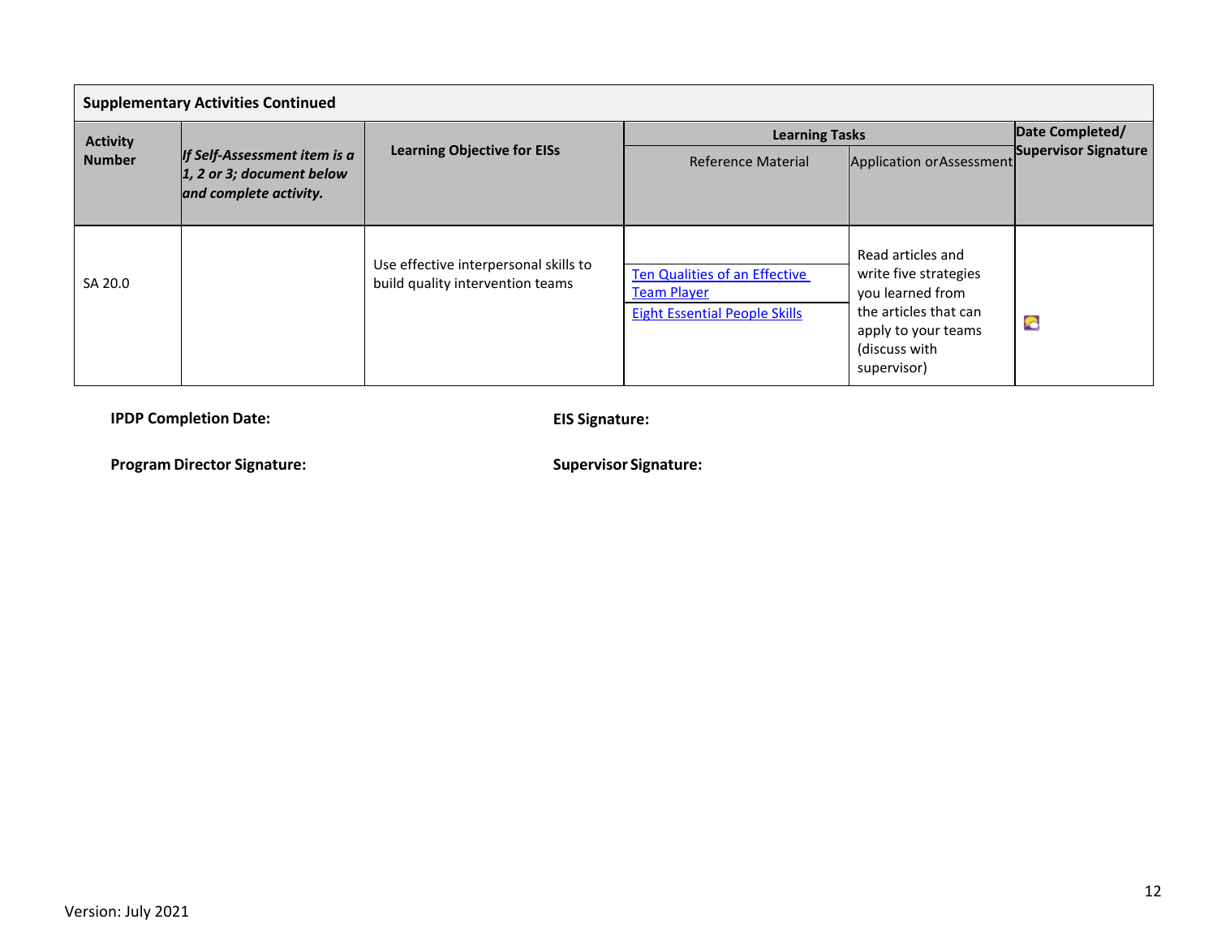| Supplementary Activities Continued | | | | | |
|---|---|---|---|---|---|
| **Activity Number** | ***If Self-Assessment item is a 1, 2 or 3; document below and complete activity.*** | **Learning Objective for EISs** | **Learning Tasks** | | **Date Completed/ Supervisor Signature** |
| | | | Reference Material | Application or Assessment | |
| SA 20.0 | | Use effective interpersonal skills to build quality intervention teams | [Ten Qualities of an Effective Team Player] [Eight Essential People Skills] | Read articles and write five strategies you learned from the articles that can apply to your teams (discuss with supervisor) | |

**IPDP Completion Date:**

**EIS Signature:**

**Program Director Signature:**

**Supervisor Signature:**

Version: July 2021